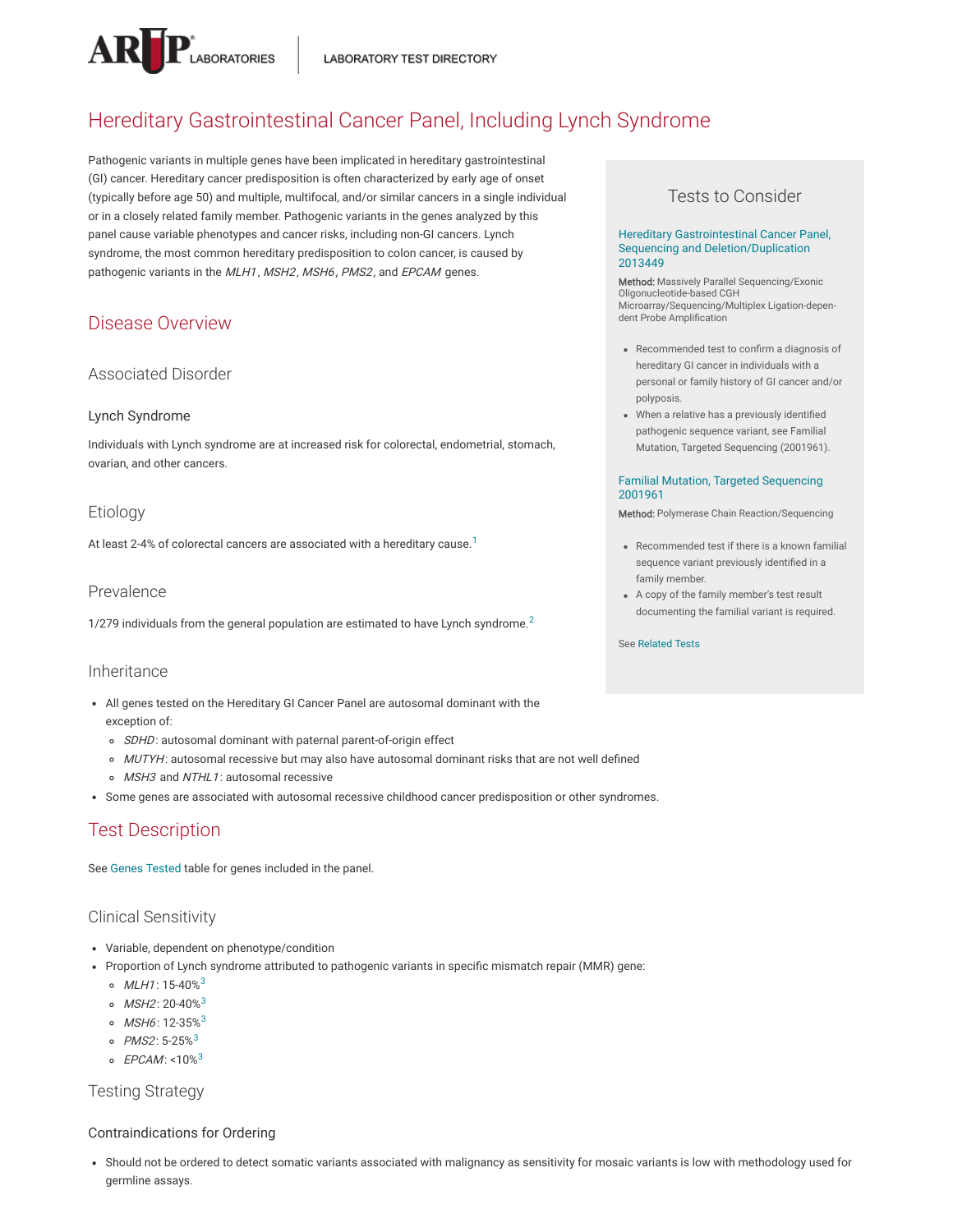# Hereditary Gastrointestinal Cancer Panel, Including Lynch Syndrome

Pathogenic variants in multiple genes have been implicated in hereditary gastrointestinal (GI) cancer. Hereditary cancer predisposition is often characterized by early age of onset (typically before age 50) and multiple, multifocal, and/or similar cancers in a single individual or in a closely related family member. Pathogenic variants in the genes analyzed by this panel cause variable phenotypes and cancer risks, including non-GI cancers. Lynch syndrome, the most common hereditary predisposition to colon cancer, is caused by pathogenic variants in the *MLH1*, *MSH2*, *MSH6*, *PMS2*, and *EPCAM* genes.

## Tests to Consider

**Hereditary Gastrointestinal Cancer Panel, Sequencing and Deletion/Duplication 2013449**

**Method:** Massively Parallel Sequencing/Exonic Oligonucleotide-based CGH Microarray/Sequencing/Multiplex Ligation-dependent Probe Amplification

- Recommended test to confirm a diagnosis of hereditary GI cancer in individuals with a personal or family history of GI cancer and/or polyposis.
- When a relative has a previously identified pathogenic sequence variant, see Familial Mutation, Targeted Sequencing (2001961).

**Familial Mutation, Targeted Sequencing 2001961**

**Method:** Polymerase Chain Reaction/Sequencing

- Recommended test if there is a known familial sequence variant previously identified in a family member.
- A copy of the family member's test result documenting the familial variant is required.

See Related Tests

## Disease Overview

### Associated Disorder

#### Lynch Syndrome

Individuals with Lynch syndrome are at increased risk for colorectal, endometrial, stomach, ovarian, and other cancers.

### Etiology

At least 2-4% of colorectal cancers are associated with a hereditary cause.[1]

### Prevalence

1/279 individuals from the general population are estimated to have Lynch syndrome.[2]

### Inheritance

- All genes tested on the Hereditary GI Cancer Panel are autosomal dominant with the exception of:
  - *SDHD*: autosomal dominant with paternal parent-of-origin effect
  - *MUTYH*: autosomal recessive but may also have autosomal dominant risks that are not well defined
  - *MSH3* and *NTHL1*: autosomal recessive
- Some genes are associated with autosomal recessive childhood cancer predisposition or other syndromes.

## Test Description

See Genes Tested table for genes included in the panel.

### Clinical Sensitivity

- Variable, dependent on phenotype/condition
- Proportion of Lynch syndrome attributed to pathogenic variants in specific mismatch repair (MMR) gene:
  - *MLH1*: 15-40%[3]
  - *MSH2*: 20-40%[3]
  - *MSH6*: 12-35%[3]
  - *PMS2*: 5-25%[3]
  - *EPCAM*: <10%[3]

### Testing Strategy

#### Contraindications for Ordering

- Should not be ordered to detect somatic variants associated with malignancy as sensitivity for mosaic variants is low with methodology used for germline assays.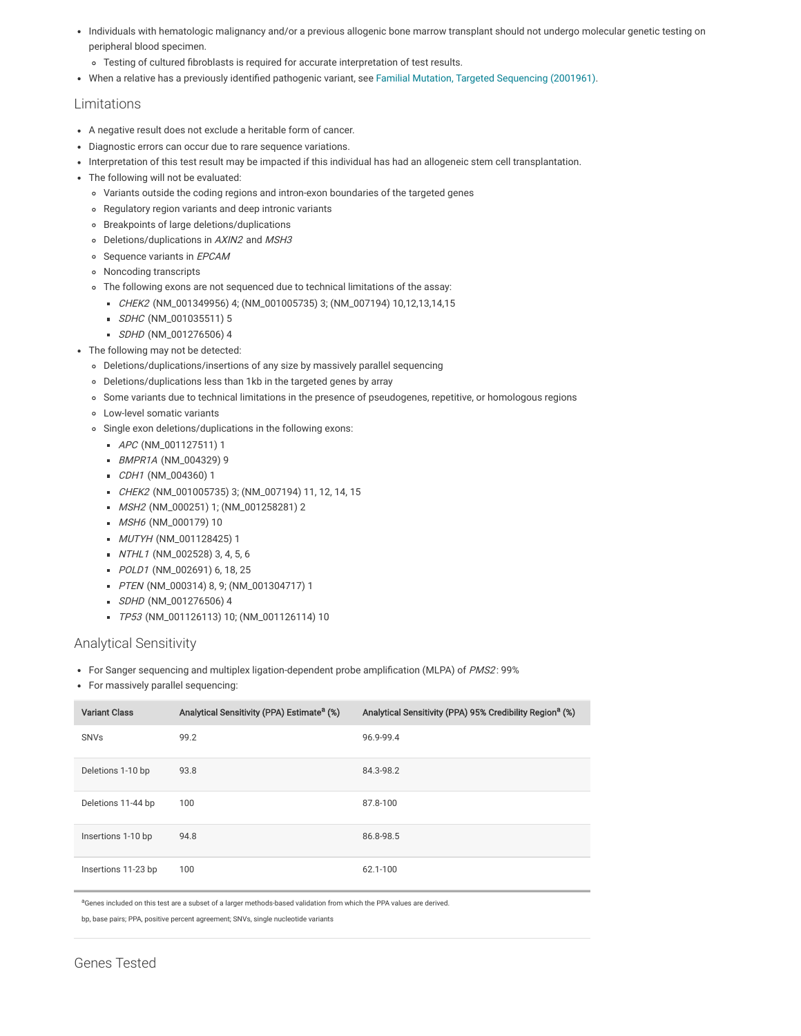- Individuals with hematologic malignancy and/or a previous allogenic bone marrow transplant should not undergo molecular genetic testing on peripheral blood specimen.
  - Testing of cultured fibroblasts is required for accurate interpretation of test results.
- When a relative has a previously identified pathogenic variant, see Familial Mutation, Targeted Sequencing (2001961).

## Limitations

- A negative result does not exclude a heritable form of cancer.
- Diagnostic errors can occur due to rare sequence variations.
- Interpretation of this test result may be impacted if this individual has had an allogeneic stem cell transplantation.
- The following will not be evaluated:
  - Variants outside the coding regions and intron-exon boundaries of the targeted genes
  - Regulatory region variants and deep intronic variants
  - Breakpoints of large deletions/duplications
  - Deletions/duplications in *AXIN2* and *MSH3*
  - Sequence variants in *EPCAM*
  - Noncoding transcripts
  - The following exons are not sequenced due to technical limitations of the assay:
    - *CHEK2* (NM_001349956) 4; (NM_001005735) 3; (NM_007194) 10,12,13,14,15
    - *SDHC* (NM_001035511) 5
    - *SDHD* (NM_001276506) 4
- The following may not be detected:
  - Deletions/duplications/insertions of any size by massively parallel sequencing
  - Deletions/duplications less than 1kb in the targeted genes by array
  - Some variants due to technical limitations in the presence of pseudogenes, repetitive, or homologous regions
  - Low-level somatic variants
  - Single exon deletions/duplications in the following exons:
    - *APC* (NM_001127511) 1
    - *BMPR1A* (NM_004329) 9
    - *CDH1* (NM_004360) 1
    - *CHEK2* (NM_001005735) 3; (NM_007194) 11, 12, 14, 15
    - *MSH2* (NM_000251) 1; (NM_001258281) 2
    - *MSH6* (NM_000179) 10
    - *MUTYH* (NM_001128425) 1
    - *NTHL1* (NM_002528) 3, 4, 5, 6
    - *POLD1* (NM_002691) 6, 18, 25
    - *PTEN* (NM_000314) 8, 9; (NM_001304717) 1
    - *SDHD* (NM_001276506) 4
    - *TP53* (NM_001126113) 10; (NM_001126114) 10

## Analytical Sensitivity

- For Sanger sequencing and multiplex ligation-dependent probe amplification (MLPA) of *PMS2*: 99%
- For massively parallel sequencing:

| Variant Class | Analytical Sensitivity (PPA) Estimate[a] (%) | Analytical Sensitivity (PPA) 95% Credibility Region[a] (%) |
|---|---|---|
| SNVs | 99.2 | 96.9-99.4 |
| Deletions 1-10 bp | 93.8 | 84.3-98.2 |
| Deletions 11-44 bp | 100 | 87.8-100 |
| Insertions 1-10 bp | 94.8 | 86.8-98.5 |
| Insertions 11-23 bp | 100 | 62.1-100 |

[a]Genes included on this test are a subset of a larger methods-based validation from which the PPA values are derived.

bp, base pairs; PPA, positive percent agreement; SNVs, single nucleotide variants

## Genes Tested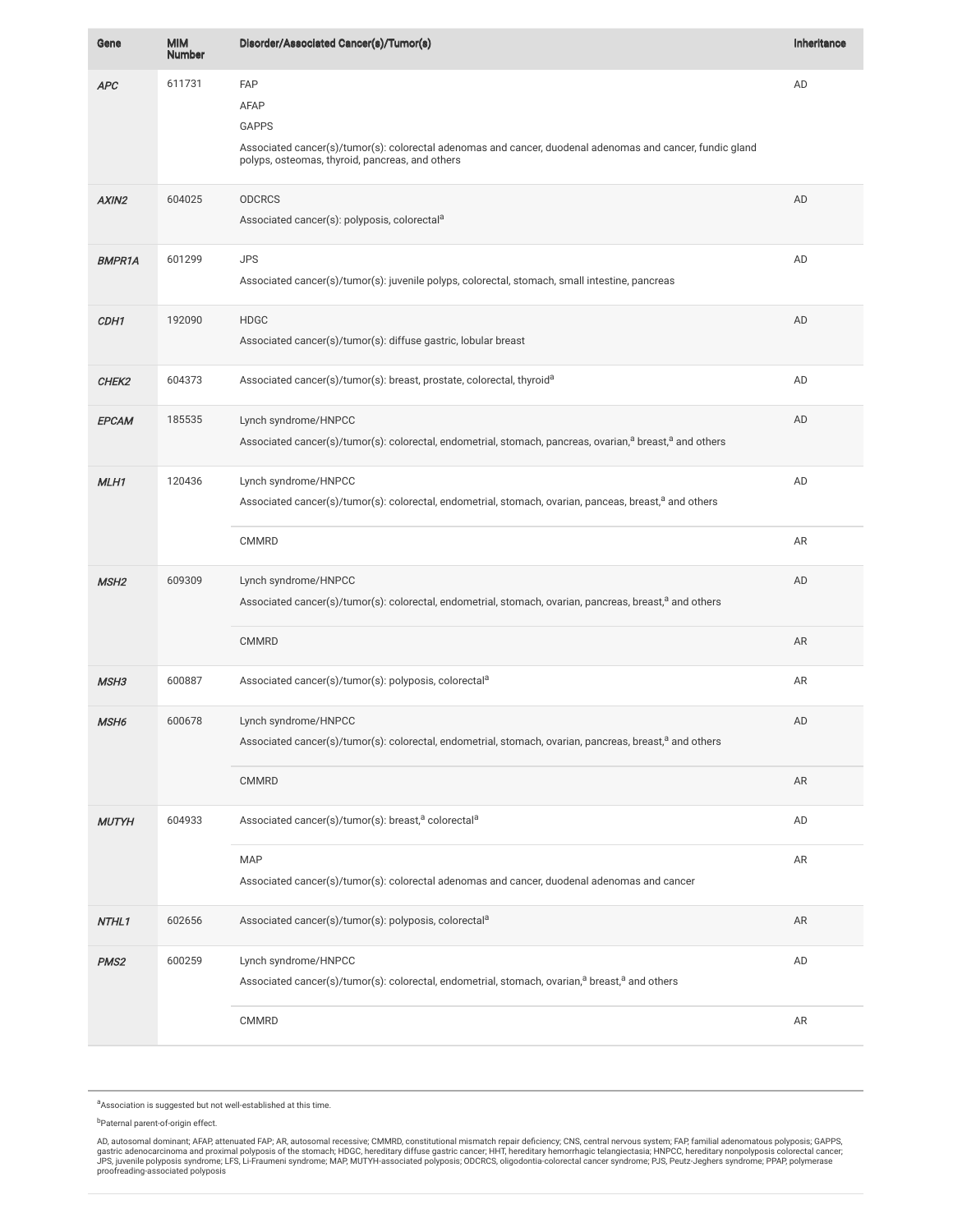| Gene | MIM Number | Disorder/Associated Cancer(s)/Tumor(s) | Inheritance |
|---|---|---|---|
| *APC* | 611731 | FAP<br>AFAP<br>GAPPS<br>Associated cancer(s)/tumor(s): colorectal adenomas and cancer, duodenal adenomas and cancer, fundic gland polyps, osteomas, thyroid, pancreas, and others | AD |
| *AXIN2* | 604025 | ODCRCS<br>Associated cancer(s): polyposis, colorectal[a] | AD |
| *BMPR1A* | 601299 | JPS<br>Associated cancer(s)/tumor(s): juvenile polyps, colorectal, stomach, small intestine, pancreas | AD |
| *CDH1* | 192090 | HDGC<br>Associated cancer(s)/tumor(s): diffuse gastric, lobular breast | AD |
| *CHEK2* | 604373 | Associated cancer(s)/tumor(s): breast, prostate, colorectal, thyroid[a] | AD |
| *EPCAM* | 185535 | Lynch syndrome/HNPCC<br>Associated cancer(s)/tumor(s): colorectal, endometrial, stomach, pancreas, ovarian,[a] breast,[a] and others | AD |
| *MLH1* | 120436 | Lynch syndrome/HNPCC<br>Associated cancer(s)/tumor(s): colorectal, endometrial, stomach, ovarian, panceas, breast,[a] and others | AD |
| | | CMMRD | AR |
| *MSH2* | 609309 | Lynch syndrome/HNPCC<br>Associated cancer(s)/tumor(s): colorectal, endometrial, stomach, ovarian, pancreas, breast,[a] and others | AD |
| | | CMMRD | AR |
| *MSH3* | 600887 | Associated cancer(s)/tumor(s): polyposis, colorectal[a] | AR |
| *MSH6* | 600678 | Lynch syndrome/HNPCC<br>Associated cancer(s)/tumor(s): colorectal, endometrial, stomach, ovarian, pancreas, breast,[a] and others | AD |
| | | CMMRD | AR |
| *MUTYH* | 604933 | Associated cancer(s)/tumor(s): breast,[a] colorectal[a] | AD |
| | | MAP<br>Associated cancer(s)/tumor(s): colorectal adenomas and cancer, duodenal adenomas and cancer | AR |
| *NTHL1* | 602656 | Associated cancer(s)/tumor(s): polyposis, colorectal[a] | AR |
| *PMS2* | 600259 | Lynch syndrome/HNPCC<br>Associated cancer(s)/tumor(s): colorectal, endometrial, stomach, ovarian,[a] breast,[a] and others | AD |
| | | CMMRD | AR |

[a]Association is suggested but not well-established at this time.

[b]Paternal parent-of-origin effect.

AD, autosomal dominant; AFAP, attenuated FAP; AR, autosomal recessive; CMMRD, constitutional mismatch repair deficiency; CNS, central nervous system; FAP, familial adenomatous polyposis; GAPPS, gastric adenocarcinoma and proximal polyposis of the stomach; HDGC, hereditary diffuse gastric cancer; HHT, hereditary hemorrhagic telangiectasia; HNPCC, hereditary nonpolyposis colorectal cancer; JPS, juvenile polyposis syndrome; LFS, Li-Fraumeni syndrome; MAP, MUTYH-associated polyposis; ODCRCS, oligodontia-colorectal cancer syndrome; PJS, Peutz-Jeghers syndrome; PPAP, polymerase proofreading-associated polyposis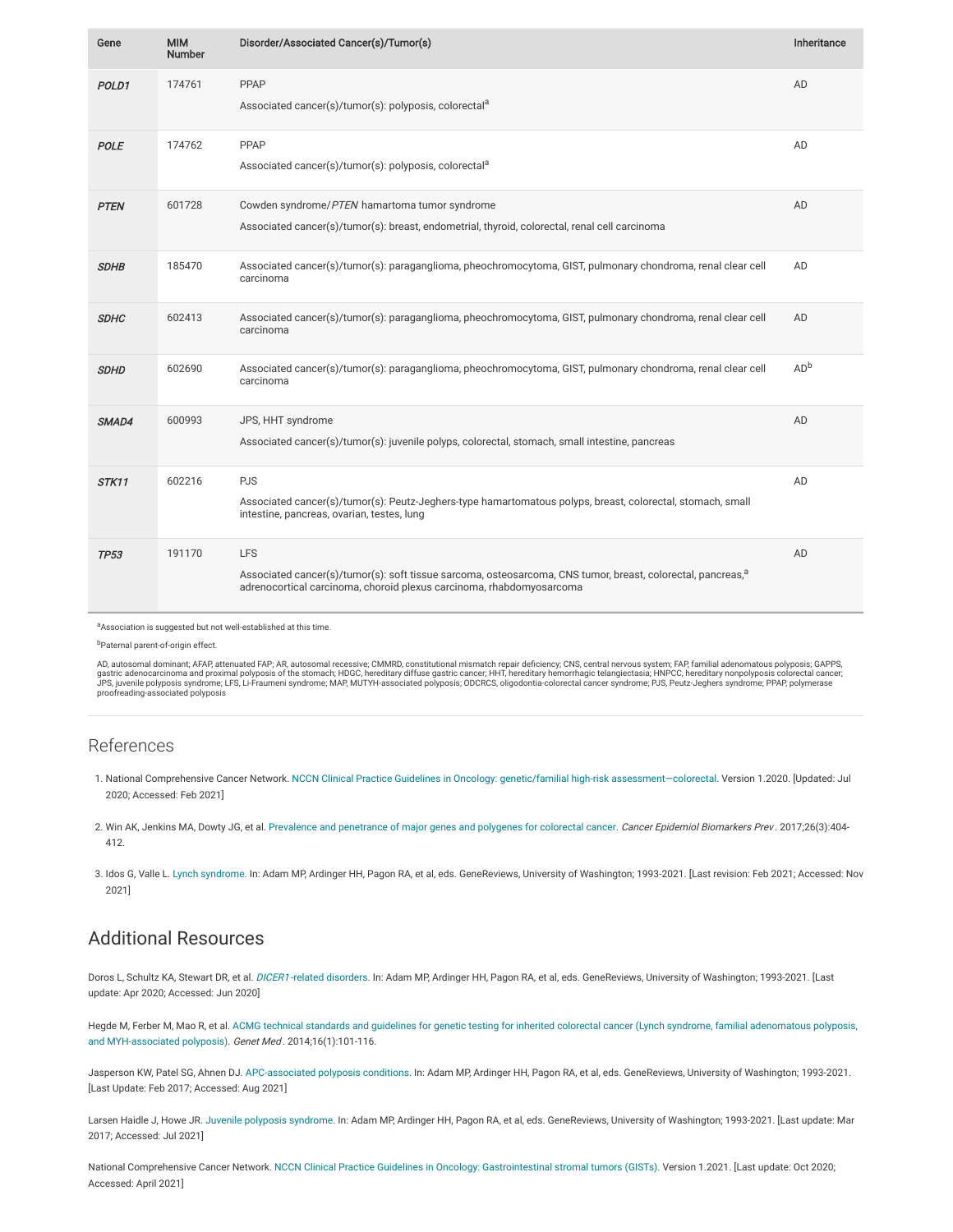| Gene | MIM Number | Disorder/Associated Cancer(s)/Tumor(s) | Inheritance |
|---|---|---|---|
| ***POLD1*** | 174761 | PPAP<br><br>Associated cancer(s)/tumor(s): polyposis, colorectal[a] | AD |
| ***POLE*** | 174762 | PPAP<br><br>Associated cancer(s)/tumor(s): polyposis, colorectal[a] | AD |
| ***PTEN*** | 601728 | Cowden syndrome/*PTEN* hamartoma tumor syndrome<br><br>Associated cancer(s)/tumor(s): breast, endometrial, thyroid, colorectal, renal cell carcinoma | AD |
| ***SDHB*** | 185470 | Associated cancer(s)/tumor(s): paraganglioma, pheochromocytoma, GIST, pulmonary chondroma, renal clear cell carcinoma | AD |
| ***SDHC*** | 602413 | Associated cancer(s)/tumor(s): paraganglioma, pheochromocytoma, GIST, pulmonary chondroma, renal clear cell carcinoma | AD |
| ***SDHD*** | 602690 | Associated cancer(s)/tumor(s): paraganglioma, pheochromocytoma, GIST, pulmonary chondroma, renal clear cell carcinoma | AD[b] |
| ***SMAD4*** | 600993 | JPS, HHT syndrome<br><br>Associated cancer(s)/tumor(s): juvenile polyps, colorectal, stomach, small intestine, pancreas | AD |
| ***STK11*** | 602216 | PJS<br><br>Associated cancer(s)/tumor(s): Peutz-Jeghers-type hamartomatous polyps, breast, colorectal, stomach, small intestine, pancreas, ovarian, testes, lung | AD |
| ***TP53*** | 191170 | LFS<br><br>Associated cancer(s)/tumor(s): soft tissue sarcoma, osteosarcoma, CNS tumor, breast, colorectal, pancreas,[a] adrenocortical carcinoma, choroid plexus carcinoma, rhabdomyosarcoma | AD |

[a]Association is suggested but not well-established at this time.

[b]Paternal parent-of-origin effect.

AD, autosomal dominant; AFAP, attenuated FAP; AR, autosomal recessive; CMMRD, constitutional mismatch repair deficiency; CNS, central nervous system; FAP, familial adenomatous polyposis; GAPPS, gastric adenocarcinoma and proximal polyposis of the stomach; HDGC, hereditary diffuse gastric cancer; HHT, hereditary hemorrhagic telangiectasia; HNPCC, hereditary nonpolyposis colorectal cancer; JPS, juvenile polyposis syndrome; LFS, Li-Fraumeni syndrome; MAP, MUTYH-associated polyposis; ODCRCS, oligodontia-colorectal cancer syndrome; PJS, Peutz-Jeghers syndrome; PPAP, polymerase proofreading-associated polyposis

## References

1. National Comprehensive Cancer Network. NCCN Clinical Practice Guidelines in Oncology: genetic/familial high-risk assessment—colorectal. Version 1.2020. [Updated: Jul 2020; Accessed: Feb 2021]

2. Win AK, Jenkins MA, Dowty JG, et al. Prevalence and penetrance of major genes and polygenes for colorectal cancer. *Cancer Epidemiol Biomarkers Prev*. 2017;26(3):404-412.

3. Idos G, Valle L. Lynch syndrome. In: Adam MP, Ardinger HH, Pagon RA, et al, eds. GeneReviews, University of Washington; 1993-2021. [Last revision: Feb 2021; Accessed: Nov 2021]

## Additional Resources

Doros L, Schultz KA, Stewart DR, et al. *DICER1*-related disorders. In: Adam MP, Ardinger HH, Pagon RA, et al, eds. GeneReviews, University of Washington; 1993-2021. [Last update: Apr 2020; Accessed: Jun 2020]

Hegde M, Ferber M, Mao R, et al. ACMG technical standards and guidelines for genetic testing for inherited colorectal cancer (Lynch syndrome, familial adenomatous polyposis, and MYH-associated polyposis). *Genet Med*. 2014;16(1):101-116.

Jasperson KW, Patel SG, Ahnen DJ. APC-associated polyposis conditions. In: Adam MP, Ardinger HH, Pagon RA, et al, eds. GeneReviews, University of Washington; 1993-2021. [Last Update: Feb 2017; Accessed: Aug 2021]

Larsen Haidle J, Howe JR. Juvenile polyposis syndrome. In: Adam MP, Ardinger HH, Pagon RA, et al, eds. GeneReviews, University of Washington; 1993-2021. [Last update: Mar 2017; Accessed: Jul 2021]

National Comprehensive Cancer Network. NCCN Clinical Practice Guidelines in Oncology: Gastrointestinal stromal tumors (GISTs). Version 1.2021. [Last update: Oct 2020; Accessed: April 2021]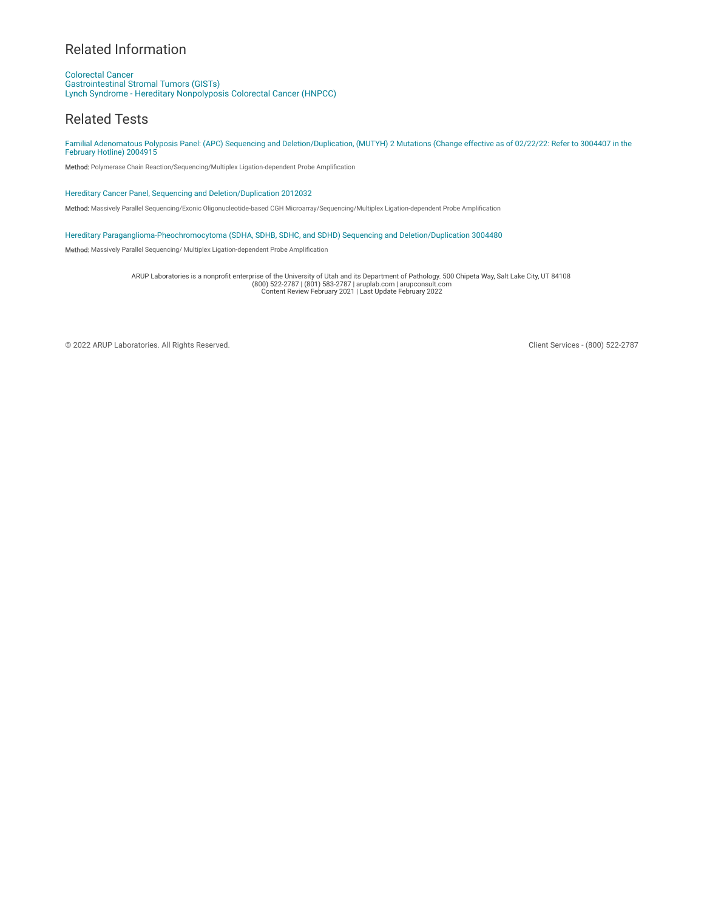## Related Information

Colorectal Cancer
Gastrointestinal Stromal Tumors (GISTs)
Lynch Syndrome - Hereditary Nonpolyposis Colorectal Cancer (HNPCC)

## Related Tests

Familial Adenomatous Polyposis Panel: (APC) Sequencing and Deletion/Duplication, (MUTYH) 2 Mutations (Change effective as of 02/22/22: Refer to 3004407 in the February Hotline) 2004915

**Method:** Polymerase Chain Reaction/Sequencing/Multiplex Ligation-dependent Probe Amplification

Hereditary Cancer Panel, Sequencing and Deletion/Duplication 2012032

**Method:** Massively Parallel Sequencing/Exonic Oligonucleotide-based CGH Microarray/Sequencing/Multiplex Ligation-dependent Probe Amplification

Hereditary Paraganglioma-Pheochromocytoma (SDHA, SDHB, SDHC, and SDHD) Sequencing and Deletion/Duplication 3004480

**Method:** Massively Parallel Sequencing/ Multiplex Ligation-dependent Probe Amplification

ARUP Laboratories is a nonprofit enterprise of the University of Utah and its Department of Pathology. 500 Chipeta Way, Salt Lake City, UT 84108
(800) 522-2787 | (801) 583-2787 | aruplab.com | arupconsult.com
Content Review February 2021 | Last Update February 2022

© 2022 ARUP Laboratories. All Rights Reserved.

Client Services - (800) 522-2787